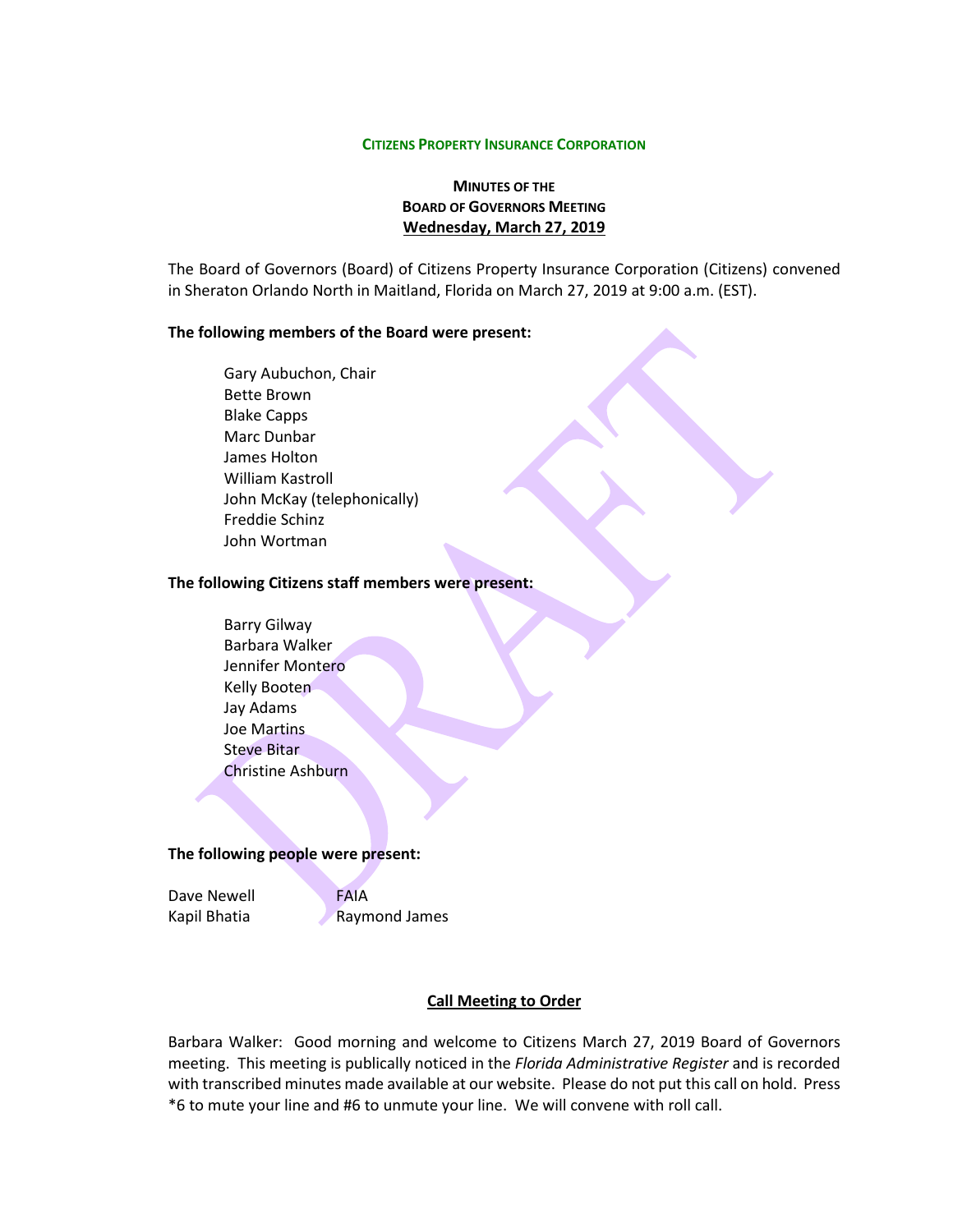**CITIZENS PROPERTY INSURANCE CORPORATION**

**MINUTES OF THE**
**BOARD OF GOVERNORS MEETING**
**Wednesday, March 27, 2019**

The Board of Governors (Board) of Citizens Property Insurance Corporation (Citizens) convened in Sheraton Orlando North in Maitland, Florida on March 27, 2019 at 9:00 a.m. (EST).

**The following members of the Board were present:**

Gary Aubuchon, Chair
Bette Brown
Blake Capps
Marc Dunbar
James Holton
William Kastroll
John McKay (telephonically)
Freddie Schinz
John Wortman

**The following Citizens staff members were present:**

Barry Gilway
Barbara Walker
Jennifer Montero
Kelly Booten
Jay Adams
Joe Martins
Steve Bitar
Christine Ashburn

**The following people were present:**

| | |
|---|---|
| Dave Newell | FAIA |
| Kapil Bhatia | Raymond James |

## Call Meeting to Order

Barbara Walker: Good morning and welcome to Citizens March 27, 2019 Board of Governors meeting. This meeting is publically noticed in the *Florida Administrative Register* and is recorded with transcribed minutes made available at our website. Please do not put this call on hold. Press *6 to mute your line and #6 to unmute your line. We will convene with roll call.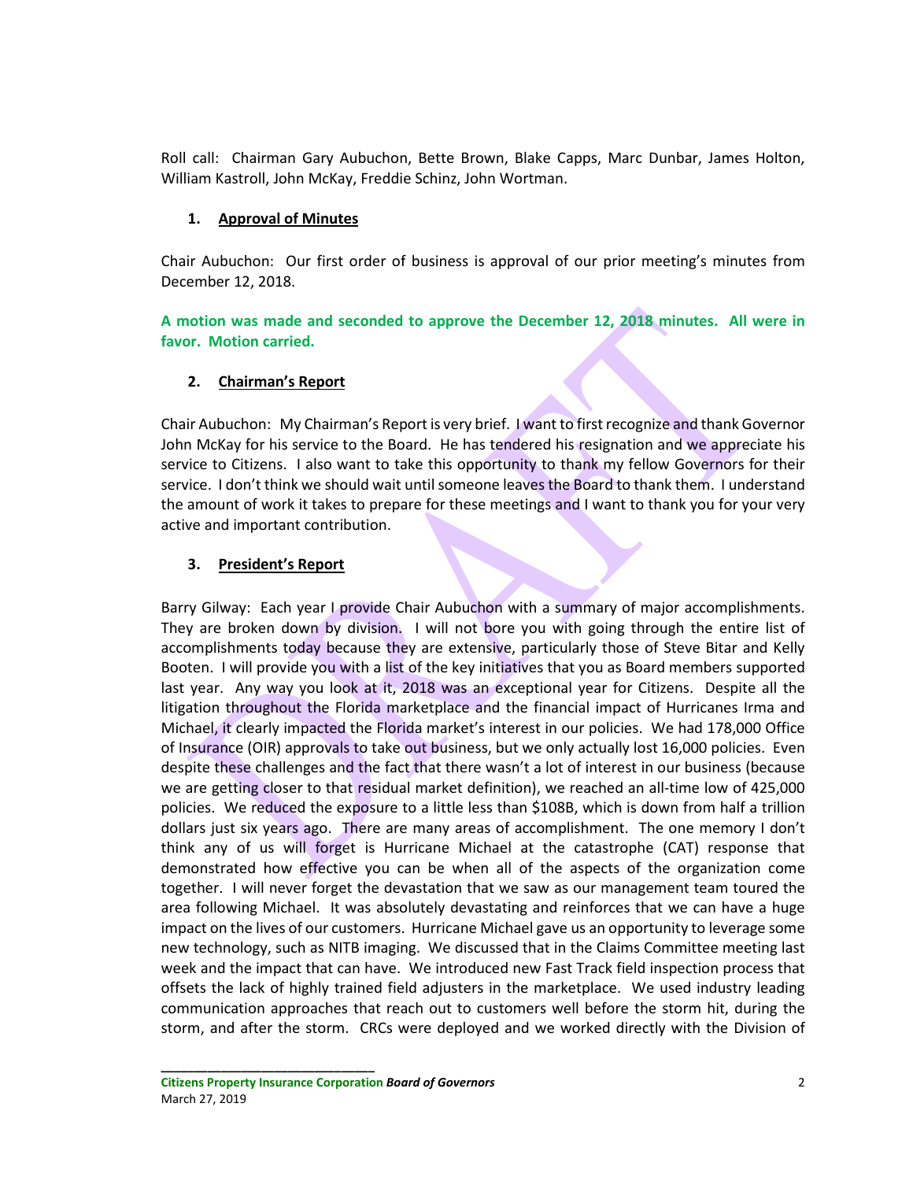Roll call: Chairman Gary Aubuchon, Bette Brown, Blake Capps, Marc Dunbar, James Holton, William Kastroll, John McKay, Freddie Schinz, John Wortman.

1. **Approval of Minutes**

Chair Aubuchon: Our first order of business is approval of our prior meeting's minutes from December 12, 2018.

**A motion was made and seconded to approve the December 12, 2018 minutes. All were in favor. Motion carried.**

2. **Chairman's Report**

Chair Aubuchon: My Chairman's Report is very brief. I want to first recognize and thank Governor John McKay for his service to the Board. He has tendered his resignation and we appreciate his service to Citizens. I also want to take this opportunity to thank my fellow Governors for their service. I don't think we should wait until someone leaves the Board to thank them. I understand the amount of work it takes to prepare for these meetings and I want to thank you for your very active and important contribution.

3. **President's Report**

Barry Gilway: Each year I provide Chair Aubuchon with a summary of major accomplishments. They are broken down by division. I will not bore you with going through the entire list of accomplishments today because they are extensive, particularly those of Steve Bitar and Kelly Booten. I will provide you with a list of the key initiatives that you as Board members supported last year. Any way you look at it, 2018 was an exceptional year for Citizens. Despite all the litigation throughout the Florida marketplace and the financial impact of Hurricanes Irma and Michael, it clearly impacted the Florida market's interest in our policies. We had 178,000 Office of Insurance (OIR) approvals to take out business, but we only actually lost 16,000 policies. Even despite these challenges and the fact that there wasn't a lot of interest in our business (because we are getting closer to that residual market definition), we reached an all-time low of 425,000 policies. We reduced the exposure to a little less than \$108B, which is down from half a trillion dollars just six years ago. There are many areas of accomplishment. The one memory I don't think any of us will forget is Hurricane Michael at the catastrophe (CAT) response that demonstrated how effective you can be when all of the aspects of the organization come together. I will never forget the devastation that we saw as our management team toured the area following Michael. It was absolutely devastating and reinforces that we can have a huge impact on the lives of our customers. Hurricane Michael gave us an opportunity to leverage some new technology, such as NITB imaging. We discussed that in the Claims Committee meeting last week and the impact that can have. We introduced new Fast Track field inspection process that offsets the lack of highly trained field adjusters in the marketplace. We used industry leading communication approaches that reach out to customers well before the storm hit, during the storm, and after the storm. CRCs were deployed and we worked directly with the Division of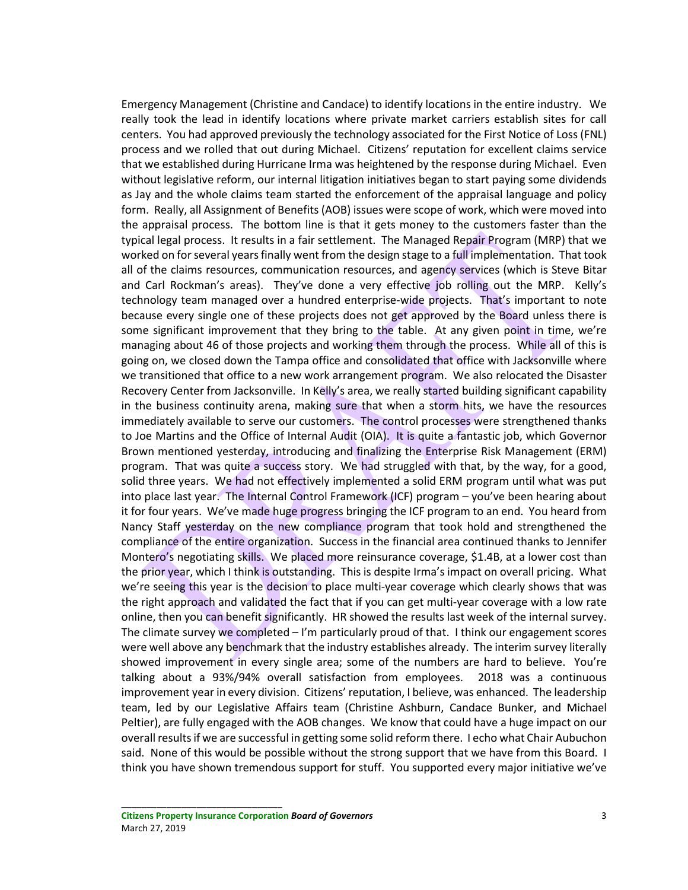Emergency Management (Christine and Candace) to identify locations in the entire industry. We really took the lead in identify locations where private market carriers establish sites for call centers. You had approved previously the technology associated for the First Notice of Loss (FNL) process and we rolled that out during Michael. Citizens' reputation for excellent claims service that we established during Hurricane Irma was heightened by the response during Michael. Even without legislative reform, our internal litigation initiatives began to start paying some dividends as Jay and the whole claims team started the enforcement of the appraisal language and policy form. Really, all Assignment of Benefits (AOB) issues were scope of work, which were moved into the appraisal process. The bottom line is that it gets money to the customers faster than the typical legal process. It results in a fair settlement. The Managed Repair Program (MRP) that we worked on for several years finally went from the design stage to a full implementation. That took all of the claims resources, communication resources, and agency services (which is Steve Bitar and Carl Rockman's areas). They've done a very effective job rolling out the MRP. Kelly's technology team managed over a hundred enterprise-wide projects. That's important to note because every single one of these projects does not get approved by the Board unless there is some significant improvement that they bring to the table. At any given point in time, we're managing about 46 of those projects and working them through the process. While all of this is going on, we closed down the Tampa office and consolidated that office with Jacksonville where we transitioned that office to a new work arrangement program. We also relocated the Disaster Recovery Center from Jacksonville. In Kelly's area, we really started building significant capability in the business continuity arena, making sure that when a storm hits, we have the resources immediately available to serve our customers. The control processes were strengthened thanks to Joe Martins and the Office of Internal Audit (OIA). It is quite a fantastic job, which Governor Brown mentioned yesterday, introducing and finalizing the Enterprise Risk Management (ERM) program. That was quite a success story. We had struggled with that, by the way, for a good, solid three years. We had not effectively implemented a solid ERM program until what was put into place last year. The Internal Control Framework (ICF) program – you've been hearing about it for four years. We've made huge progress bringing the ICF program to an end. You heard from Nancy Staff yesterday on the new compliance program that took hold and strengthened the compliance of the entire organization. Success in the financial area continued thanks to Jennifer Montero's negotiating skills. We placed more reinsurance coverage, $1.4B, at a lower cost than the prior year, which I think is outstanding. This is despite Irma's impact on overall pricing. What we're seeing this year is the decision to place multi-year coverage which clearly shows that was the right approach and validated the fact that if you can get multi-year coverage with a low rate online, then you can benefit significantly. HR showed the results last week of the internal survey. The climate survey we completed – I'm particularly proud of that. I think our engagement scores were well above any benchmark that the industry establishes already. The interim survey literally showed improvement in every single area; some of the numbers are hard to believe. You're talking about a 93%/94% overall satisfaction from employees. 2018 was a continuous improvement year in every division. Citizens' reputation, I believe, was enhanced. The leadership team, led by our Legislative Affairs team (Christine Ashburn, Candace Bunker, and Michael Peltier), are fully engaged with the AOB changes. We know that could have a huge impact on our overall results if we are successful in getting some solid reform there. I echo what Chair Aubuchon said. None of this would be possible without the strong support that we have from this Board. I think you have shown tremendous support for stuff. You supported every major initiative we've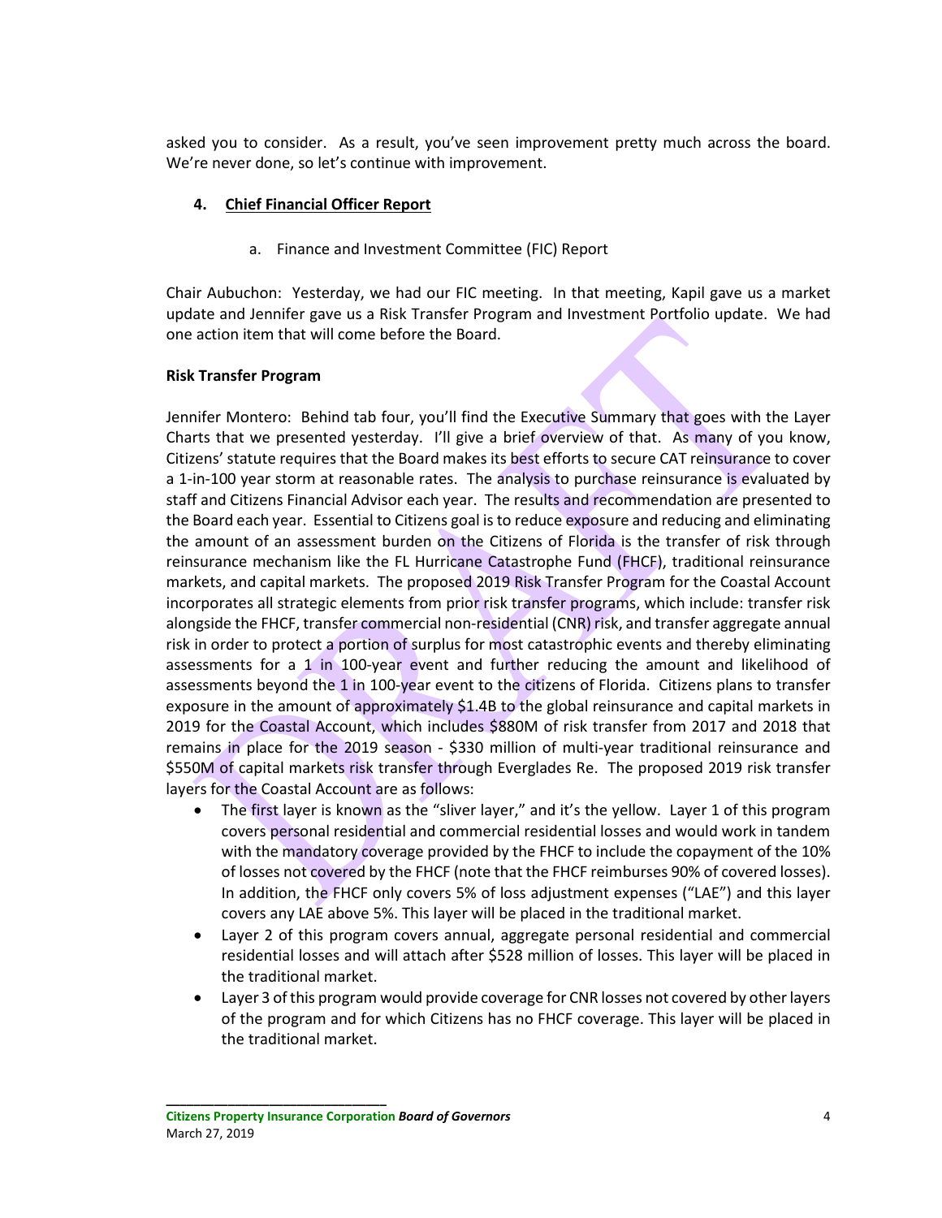asked you to consider. As a result, you've seen improvement pretty much across the board. We're never done, so let's continue with improvement.

4. **Chief Financial Officer Report**

   a. Finance and Investment Committee (FIC) Report

Chair Aubuchon: Yesterday, we had our FIC meeting. In that meeting, Kapil gave us a market update and Jennifer gave us a Risk Transfer Program and Investment Portfolio update. We had one action item that will come before the Board.

**Risk Transfer Program**

Jennifer Montero: Behind tab four, you'll find the Executive Summary that goes with the Layer Charts that we presented yesterday. I'll give a brief overview of that. As many of you know, Citizens' statute requires that the Board makes its best efforts to secure CAT reinsurance to cover a 1-in-100 year storm at reasonable rates. The analysis to purchase reinsurance is evaluated by staff and Citizens Financial Advisor each year. The results and recommendation are presented to the Board each year. Essential to Citizens goal is to reduce exposure and reducing and eliminating the amount of an assessment burden on the Citizens of Florida is the transfer of risk through reinsurance mechanism like the FL Hurricane Catastrophe Fund (FHCF), traditional reinsurance markets, and capital markets. The proposed 2019 Risk Transfer Program for the Coastal Account incorporates all strategic elements from prior risk transfer programs, which include: transfer risk alongside the FHCF, transfer commercial non-residential (CNR) risk, and transfer aggregate annual risk in order to protect a portion of surplus for most catastrophic events and thereby eliminating assessments for a 1 in 100-year event and further reducing the amount and likelihood of assessments beyond the 1 in 100-year event to the citizens of Florida. Citizens plans to transfer exposure in the amount of approximately $1.4B to the global reinsurance and capital markets in 2019 for the Coastal Account, which includes $880M of risk transfer from 2017 and 2018 that remains in place for the 2019 season - $330 million of multi-year traditional reinsurance and $550M of capital markets risk transfer through Everglades Re. The proposed 2019 risk transfer layers for the Coastal Account are as follows:

- The first layer is known as the "sliver layer," and it's the yellow. Layer 1 of this program covers personal residential and commercial residential losses and would work in tandem with the mandatory coverage provided by the FHCF to include the copayment of the 10% of losses not covered by the FHCF (note that the FHCF reimburses 90% of covered losses). In addition, the FHCF only covers 5% of loss adjustment expenses ("LAE") and this layer covers any LAE above 5%. This layer will be placed in the traditional market.
- Layer 2 of this program covers annual, aggregate personal residential and commercial residential losses and will attach after $528 million of losses. This layer will be placed in the traditional market.
- Layer 3 of this program would provide coverage for CNR losses not covered by other layers of the program and for which Citizens has no FHCF coverage. This layer will be placed in the traditional market.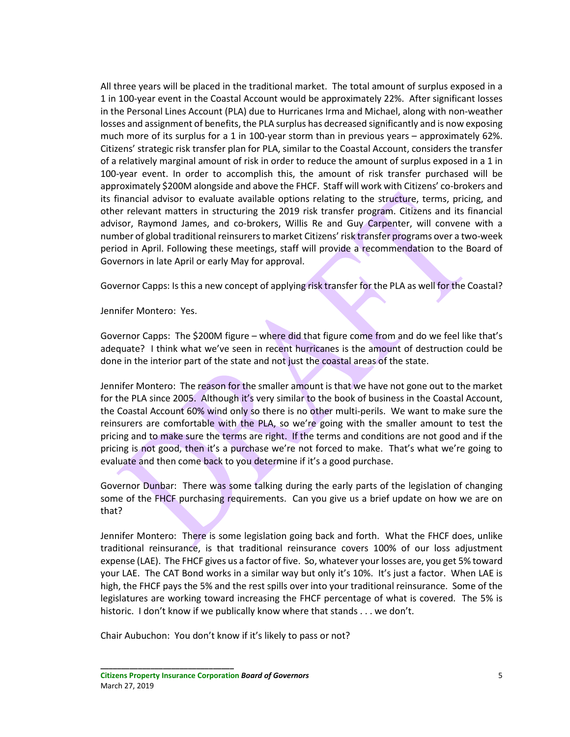All three years will be placed in the traditional market. The total amount of surplus exposed in a 1 in 100-year event in the Coastal Account would be approximately 22%. After significant losses in the Personal Lines Account (PLA) due to Hurricanes Irma and Michael, along with non-weather losses and assignment of benefits, the PLA surplus has decreased significantly and is now exposing much more of its surplus for a 1 in 100-year storm than in previous years – approximately 62%. Citizens' strategic risk transfer plan for PLA, similar to the Coastal Account, considers the transfer of a relatively marginal amount of risk in order to reduce the amount of surplus exposed in a 1 in 100-year event. In order to accomplish this, the amount of risk transfer purchased will be approximately $200M alongside and above the FHCF. Staff will work with Citizens' co-brokers and its financial advisor to evaluate available options relating to the structure, terms, pricing, and other relevant matters in structuring the 2019 risk transfer program. Citizens and its financial advisor, Raymond James, and co-brokers, Willis Re and Guy Carpenter, will convene with a number of global traditional reinsurers to market Citizens' risk transfer programs over a two-week period in April. Following these meetings, staff will provide a recommendation to the Board of Governors in late April or early May for approval.

Governor Capps: Is this a new concept of applying risk transfer for the PLA as well for the Coastal?

Jennifer Montero: Yes.

Governor Capps: The $200M figure – where did that figure come from and do we feel like that's adequate? I think what we've seen in recent hurricanes is the amount of destruction could be done in the interior part of the state and not just the coastal areas of the state.

Jennifer Montero: The reason for the smaller amount is that we have not gone out to the market for the PLA since 2005. Although it's very similar to the book of business in the Coastal Account, the Coastal Account 60% wind only so there is no other multi-perils. We want to make sure the reinsurers are comfortable with the PLA, so we're going with the smaller amount to test the pricing and to make sure the terms are right. If the terms and conditions are not good and if the pricing is not good, then it's a purchase we're not forced to make. That's what we're going to evaluate and then come back to you determine if it's a good purchase.

Governor Dunbar: There was some talking during the early parts of the legislation of changing some of the FHCF purchasing requirements. Can you give us a brief update on how we are on that?

Jennifer Montero: There is some legislation going back and forth. What the FHCF does, unlike traditional reinsurance, is that traditional reinsurance covers 100% of our loss adjustment expense (LAE). The FHCF gives us a factor of five. So, whatever your losses are, you get 5% toward your LAE. The CAT Bond works in a similar way but only it's 10%. It's just a factor. When LAE is high, the FHCF pays the 5% and the rest spills over into your traditional reinsurance. Some of the legislatures are working toward increasing the FHCF percentage of what is covered. The 5% is historic. I don't know if we publically know where that stands . . . we don't.

Chair Aubuchon: You don't know if it's likely to pass or not?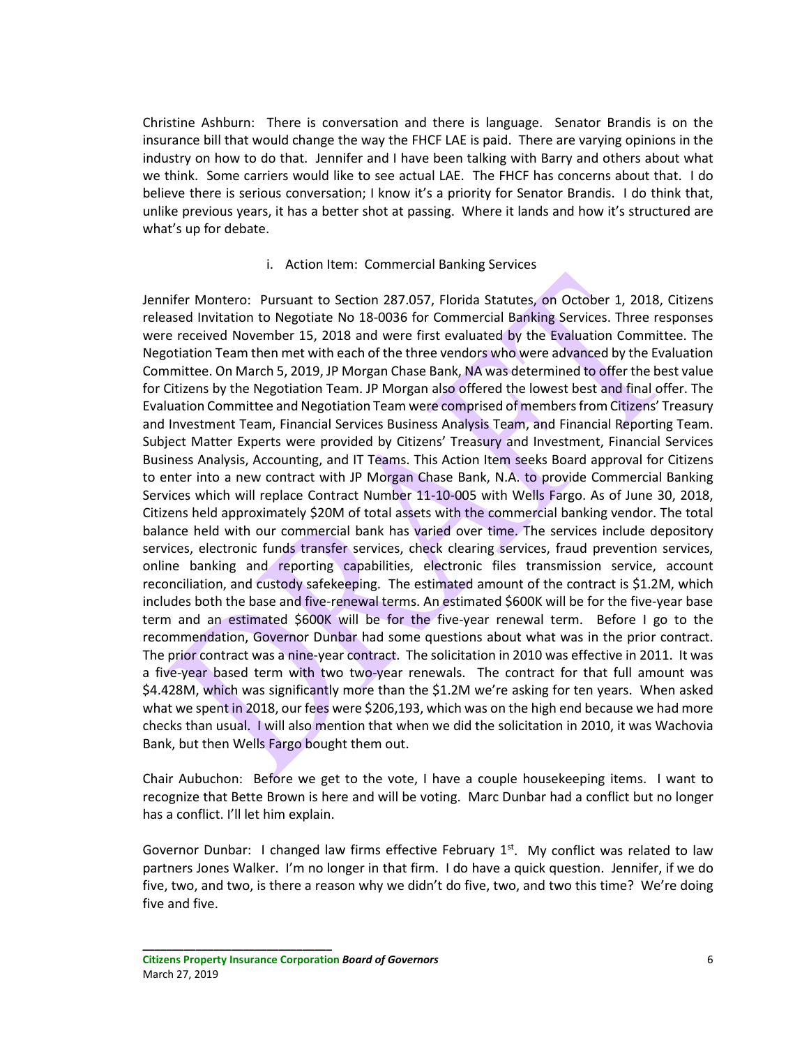Christine Ashburn: There is conversation and there is language. Senator Brandis is on the insurance bill that would change the way the FHCF LAE is paid. There are varying opinions in the industry on how to do that. Jennifer and I have been talking with Barry and others about what we think. Some carriers would like to see actual LAE. The FHCF has concerns about that. I do believe there is serious conversation; I know it's a priority for Senator Brandis. I do think that, unlike previous years, it has a better shot at passing. Where it lands and how it's structured are what's up for debate.

i. Action Item: Commercial Banking Services

Jennifer Montero: Pursuant to Section 287.057, Florida Statutes, on October 1, 2018, Citizens released Invitation to Negotiate No 18-0036 for Commercial Banking Services. Three responses were received November 15, 2018 and were first evaluated by the Evaluation Committee. The Negotiation Team then met with each of the three vendors who were advanced by the Evaluation Committee. On March 5, 2019, JP Morgan Chase Bank, NA was determined to offer the best value for Citizens by the Negotiation Team. JP Morgan also offered the lowest best and final offer. The Evaluation Committee and Negotiation Team were comprised of members from Citizens' Treasury and Investment Team, Financial Services Business Analysis Team, and Financial Reporting Team. Subject Matter Experts were provided by Citizens' Treasury and Investment, Financial Services Business Analysis, Accounting, and IT Teams. This Action Item seeks Board approval for Citizens to enter into a new contract with JP Morgan Chase Bank, N.A. to provide Commercial Banking Services which will replace Contract Number 11-10-005 with Wells Fargo. As of June 30, 2018, Citizens held approximately $20M of total assets with the commercial banking vendor. The total balance held with our commercial bank has varied over time. The services include depository services, electronic funds transfer services, check clearing services, fraud prevention services, online banking and reporting capabilities, electronic files transmission service, account reconciliation, and custody safekeeping. The estimated amount of the contract is $1.2M, which includes both the base and five-renewal terms. An estimated $600K will be for the five-year base term and an estimated $600K will be for the five-year renewal term. Before I go to the recommendation, Governor Dunbar had some questions about what was in the prior contract. The prior contract was a nine-year contract. The solicitation in 2010 was effective in 2011. It was a five-year based term with two two-year renewals. The contract for that full amount was $4.428M, which was significantly more than the $1.2M we're asking for ten years. When asked what we spent in 2018, our fees were $206,193, which was on the high end because we had more checks than usual. I will also mention that when we did the solicitation in 2010, it was Wachovia Bank, but then Wells Fargo bought them out.

Chair Aubuchon: Before we get to the vote, I have a couple housekeeping items. I want to recognize that Bette Brown is here and will be voting. Marc Dunbar had a conflict but no longer has a conflict. I'll let him explain.

Governor Dunbar: I changed law firms effective February 1st. My conflict was related to law partners Jones Walker. I'm no longer in that firm. I do have a quick question. Jennifer, if we do five, two, and two, is there a reason why we didn't do five, two, and two this time? We're doing five and five.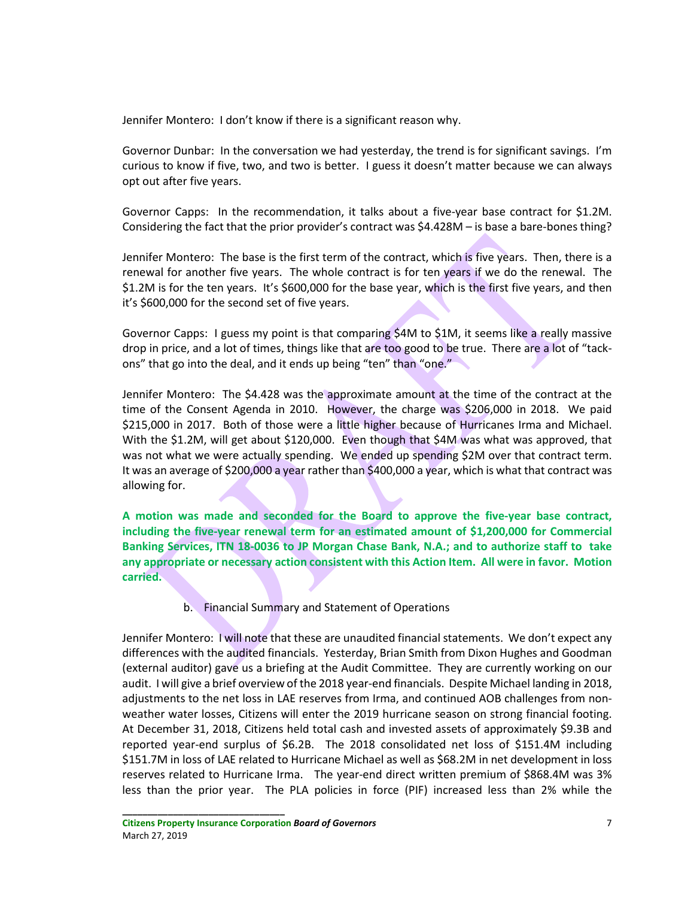Jennifer Montero: I don't know if there is a significant reason why.

Governor Dunbar: In the conversation we had yesterday, the trend is for significant savings. I'm curious to know if five, two, and two is better. I guess it doesn't matter because we can always opt out after five years.

Governor Capps: In the recommendation, it talks about a five-year base contract for $1.2M. Considering the fact that the prior provider's contract was $4.428M – is base a bare-bones thing?

Jennifer Montero: The base is the first term of the contract, which is five years. Then, there is a renewal for another five years. The whole contract is for ten years if we do the renewal. The $1.2M is for the ten years. It's $600,000 for the base year, which is the first five years, and then it's $600,000 for the second set of five years.

Governor Capps: I guess my point is that comparing $4M to $1M, it seems like a really massive drop in price, and a lot of times, things like that are too good to be true. There are a lot of "tack-ons" that go into the deal, and it ends up being "ten" than "one."

Jennifer Montero: The $4.428 was the approximate amount at the time of the contract at the time of the Consent Agenda in 2010. However, the charge was $206,000 in 2018. We paid $215,000 in 2017. Both of those were a little higher because of Hurricanes Irma and Michael. With the $1.2M, will get about $120,000. Even though that $4M was what was approved, that was not what we were actually spending. We ended up spending $2M over that contract term. It was an average of $200,000 a year rather than $400,000 a year, which is what that contract was allowing for.

**A motion was made and seconded for the Board to approve the five-year base contract, including the five-year renewal term for an estimated amount of $1,200,000 for Commercial Banking Services, ITN 18-0036 to JP Morgan Chase Bank, N.A.; and to authorize staff to take any appropriate or necessary action consistent with this Action Item. All were in favor. Motion carried.**

b. Financial Summary and Statement of Operations

Jennifer Montero: I will note that these are unaudited financial statements. We don't expect any differences with the audited financials. Yesterday, Brian Smith from Dixon Hughes and Goodman (external auditor) gave us a briefing at the Audit Committee. They are currently working on our audit. I will give a brief overview of the 2018 year-end financials. Despite Michael landing in 2018, adjustments to the net loss in LAE reserves from Irma, and continued AOB challenges from non-weather water losses, Citizens will enter the 2019 hurricane season on strong financial footing. At December 31, 2018, Citizens held total cash and invested assets of approximately $9.3B and reported year-end surplus of $6.2B. The 2018 consolidated net loss of $151.4M including $151.7M in loss of LAE related to Hurricane Michael as well as $68.2M in net development in loss reserves related to Hurricane Irma. The year-end direct written premium of $868.4M was 3% less than the prior year. The PLA policies in force (PIF) increased less than 2% while the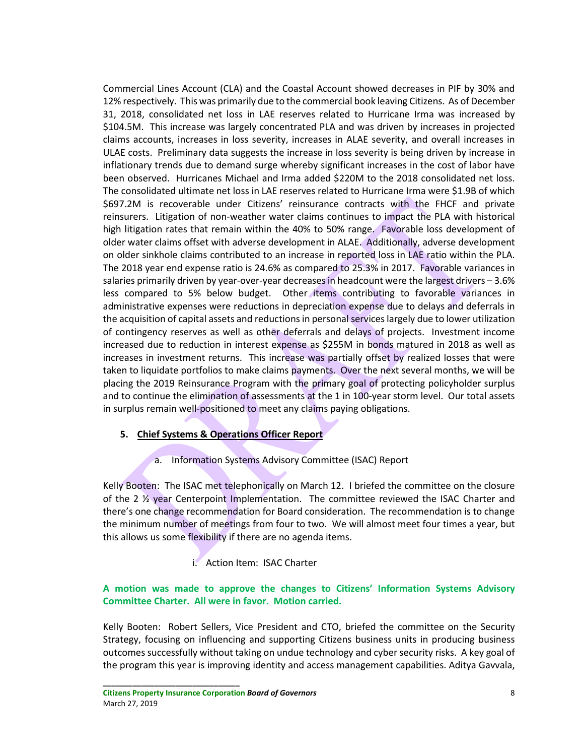Commercial Lines Account (CLA) and the Coastal Account showed decreases in PIF by 30% and 12% respectively. This was primarily due to the commercial book leaving Citizens. As of December 31, 2018, consolidated net loss in LAE reserves related to Hurricane Irma was increased by $104.5M. This increase was largely concentrated PLA and was driven by increases in projected claims accounts, increases in loss severity, increases in ALAE severity, and overall increases in ULAE costs. Preliminary data suggests the increase in loss severity is being driven by increase in inflationary trends due to demand surge whereby significant increases in the cost of labor have been observed. Hurricanes Michael and Irma added $220M to the 2018 consolidated net loss. The consolidated ultimate net loss in LAE reserves related to Hurricane Irma were $1.9B of which $697.2M is recoverable under Citizens' reinsurance contracts with the FHCF and private reinsurers. Litigation of non-weather water claims continues to impact the PLA with historical high litigation rates that remain within the 40% to 50% range. Favorable loss development of older water claims offset with adverse development in ALAE. Additionally, adverse development on older sinkhole claims contributed to an increase in reported loss in LAE ratio within the PLA. The 2018 year end expense ratio is 24.6% as compared to 25.3% in 2017. Favorable variances in salaries primarily driven by year-over-year decreases in headcount were the largest drivers – 3.6% less compared to 5% below budget. Other items contributing to favorable variances in administrative expenses were reductions in depreciation expense due to delays and deferrals in the acquisition of capital assets and reductions in personal services largely due to lower utilization of contingency reserves as well as other deferrals and delays of projects. Investment income increased due to reduction in interest expense as $255M in bonds matured in 2018 as well as increases in investment returns. This increase was partially offset by realized losses that were taken to liquidate portfolios to make claims payments. Over the next several months, we will be placing the 2019 Reinsurance Program with the primary goal of protecting policyholder surplus and to continue the elimination of assessments at the 1 in 100-year storm level. Our total assets in surplus remain well-positioned to meet any claims paying obligations.

5. **Chief Systems & Operations Officer Report**

   a. Information Systems Advisory Committee (ISAC) Report

Kelly Booten: The ISAC met telephonically on March 12. I briefed the committee on the closure of the 2 ½ year Centerpoint Implementation. The committee reviewed the ISAC Charter and there's one change recommendation for Board consideration. The recommendation is to change the minimum number of meetings from four to two. We will almost meet four times a year, but this allows us some flexibility if there are no agenda items.

   i. Action Item: ISAC Charter

**A motion was made to approve the changes to Citizens' Information Systems Advisory Committee Charter. All were in favor. Motion carried.**

Kelly Booten: Robert Sellers, Vice President and CTO, briefed the committee on the Security Strategy, focusing on influencing and supporting Citizens business units in producing business outcomes successfully without taking on undue technology and cyber security risks. A key goal of the program this year is improving identity and access management capabilities. Aditya Gavvala,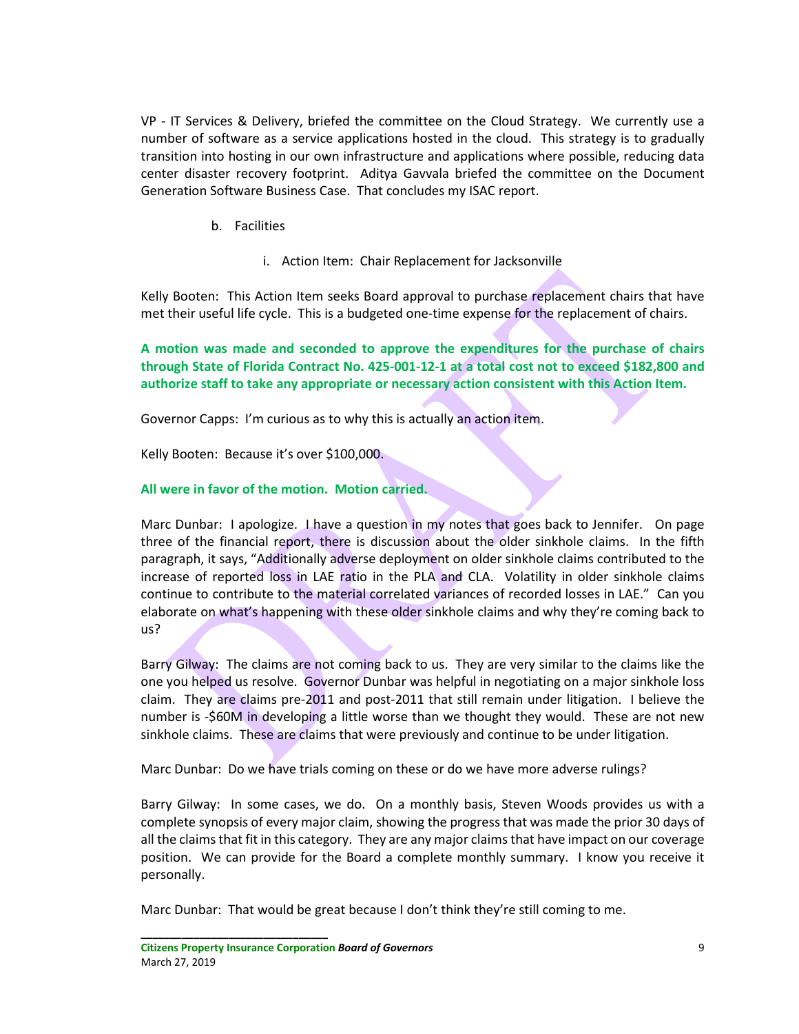VP - IT Services & Delivery, briefed the committee on the Cloud Strategy. We currently use a number of software as a service applications hosted in the cloud. This strategy is to gradually transition into hosting in our own infrastructure and applications where possible, reducing data center disaster recovery footprint. Aditya Gavvala briefed the committee on the Document Generation Software Business Case. That concludes my ISAC report.

b. Facilities

i. Action Item: Chair Replacement for Jacksonville

Kelly Booten: This Action Item seeks Board approval to purchase replacement chairs that have met their useful life cycle. This is a budgeted one-time expense for the replacement of chairs.

**A motion was made and seconded to approve the expenditures for the purchase of chairs through State of Florida Contract No. 425-001-12-1 at a total cost not to exceed $182,800 and authorize staff to take any appropriate or necessary action consistent with this Action Item.**

Governor Capps: I'm curious as to why this is actually an action item.

Kelly Booten: Because it's over $100,000.

**All were in favor of the motion. Motion carried.**

Marc Dunbar: I apologize. I have a question in my notes that goes back to Jennifer. On page three of the financial report, there is discussion about the older sinkhole claims. In the fifth paragraph, it says, "Additionally adverse deployment on older sinkhole claims contributed to the increase of reported loss in LAE ratio in the PLA and CLA. Volatility in older sinkhole claims continue to contribute to the material correlated variances of recorded losses in LAE." Can you elaborate on what's happening with these older sinkhole claims and why they're coming back to us?

Barry Gilway: The claims are not coming back to us. They are very similar to the claims like the one you helped us resolve. Governor Dunbar was helpful in negotiating on a major sinkhole loss claim. They are claims pre-2011 and post-2011 that still remain under litigation. I believe the number is -$60M in developing a little worse than we thought they would. These are not new sinkhole claims. These are claims that were previously and continue to be under litigation.

Marc Dunbar: Do we have trials coming on these or do we have more adverse rulings?

Barry Gilway: In some cases, we do. On a monthly basis, Steven Woods provides us with a complete synopsis of every major claim, showing the progress that was made the prior 30 days of all the claims that fit in this category. They are any major claims that have impact on our coverage position. We can provide for the Board a complete monthly summary. I know you receive it personally.

Marc Dunbar: That would be great because I don't think they're still coming to me.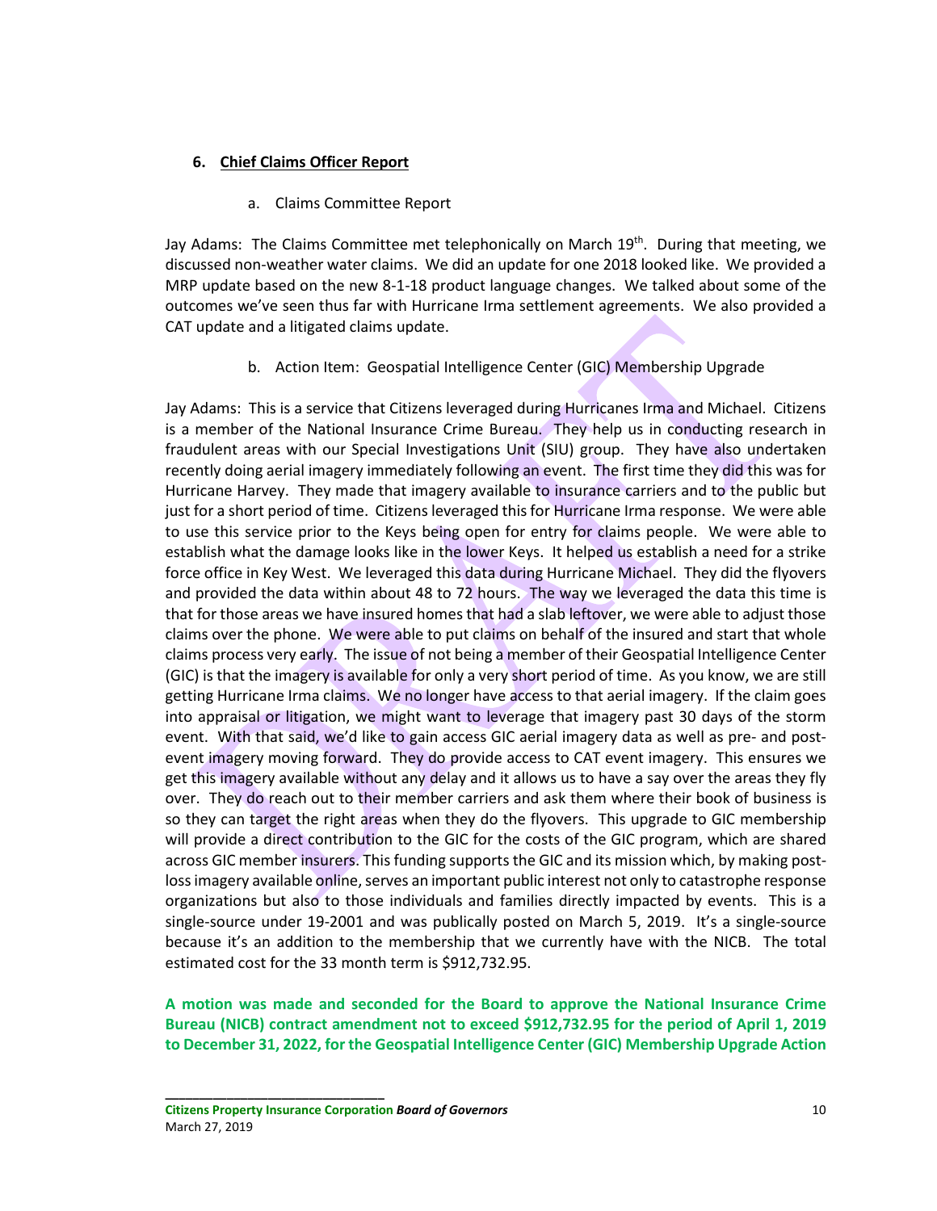6. **Chief Claims Officer Report**

a. Claims Committee Report

Jay Adams: The Claims Committee met telephonically on March 19th. During that meeting, we discussed non-weather water claims. We did an update for one 2018 looked like. We provided a MRP update based on the new 8-1-18 product language changes. We talked about some of the outcomes we've seen thus far with Hurricane Irma settlement agreements. We also provided a CAT update and a litigated claims update.

b. Action Item: Geospatial Intelligence Center (GIC) Membership Upgrade

Jay Adams: This is a service that Citizens leveraged during Hurricanes Irma and Michael. Citizens is a member of the National Insurance Crime Bureau. They help us in conducting research in fraudulent areas with our Special Investigations Unit (SIU) group. They have also undertaken recently doing aerial imagery immediately following an event. The first time they did this was for Hurricane Harvey. They made that imagery available to insurance carriers and to the public but just for a short period of time. Citizens leveraged this for Hurricane Irma response. We were able to use this service prior to the Keys being open for entry for claims people. We were able to establish what the damage looks like in the lower Keys. It helped us establish a need for a strike force office in Key West. We leveraged this data during Hurricane Michael. They did the flyovers and provided the data within about 48 to 72 hours. The way we leveraged the data this time is that for those areas we have insured homes that had a slab leftover, we were able to adjust those claims over the phone. We were able to put claims on behalf of the insured and start that whole claims process very early. The issue of not being a member of their Geospatial Intelligence Center (GIC) is that the imagery is available for only a very short period of time. As you know, we are still getting Hurricane Irma claims. We no longer have access to that aerial imagery. If the claim goes into appraisal or litigation, we might want to leverage that imagery past 30 days of the storm event. With that said, we'd like to gain access GIC aerial imagery data as well as pre- and post-event imagery moving forward. They do provide access to CAT event imagery. This ensures we get this imagery available without any delay and it allows us to have a say over the areas they fly over. They do reach out to their member carriers and ask them where their book of business is so they can target the right areas when they do the flyovers. This upgrade to GIC membership will provide a direct contribution to the GIC for the costs of the GIC program, which are shared across GIC member insurers. This funding supports the GIC and its mission which, by making post-loss imagery available online, serves an important public interest not only to catastrophe response organizations but also to those individuals and families directly impacted by events. This is a single-source under 19-2001 and was publically posted on March 5, 2019. It's a single-source because it's an addition to the membership that we currently have with the NICB. The total estimated cost for the 33 month term is $912,732.95.

**A motion was made and seconded for the Board to approve the National Insurance Crime Bureau (NICB) contract amendment not to exceed $912,732.95 for the period of April 1, 2019 to December 31, 2022, for the Geospatial Intelligence Center (GIC) Membership Upgrade Action**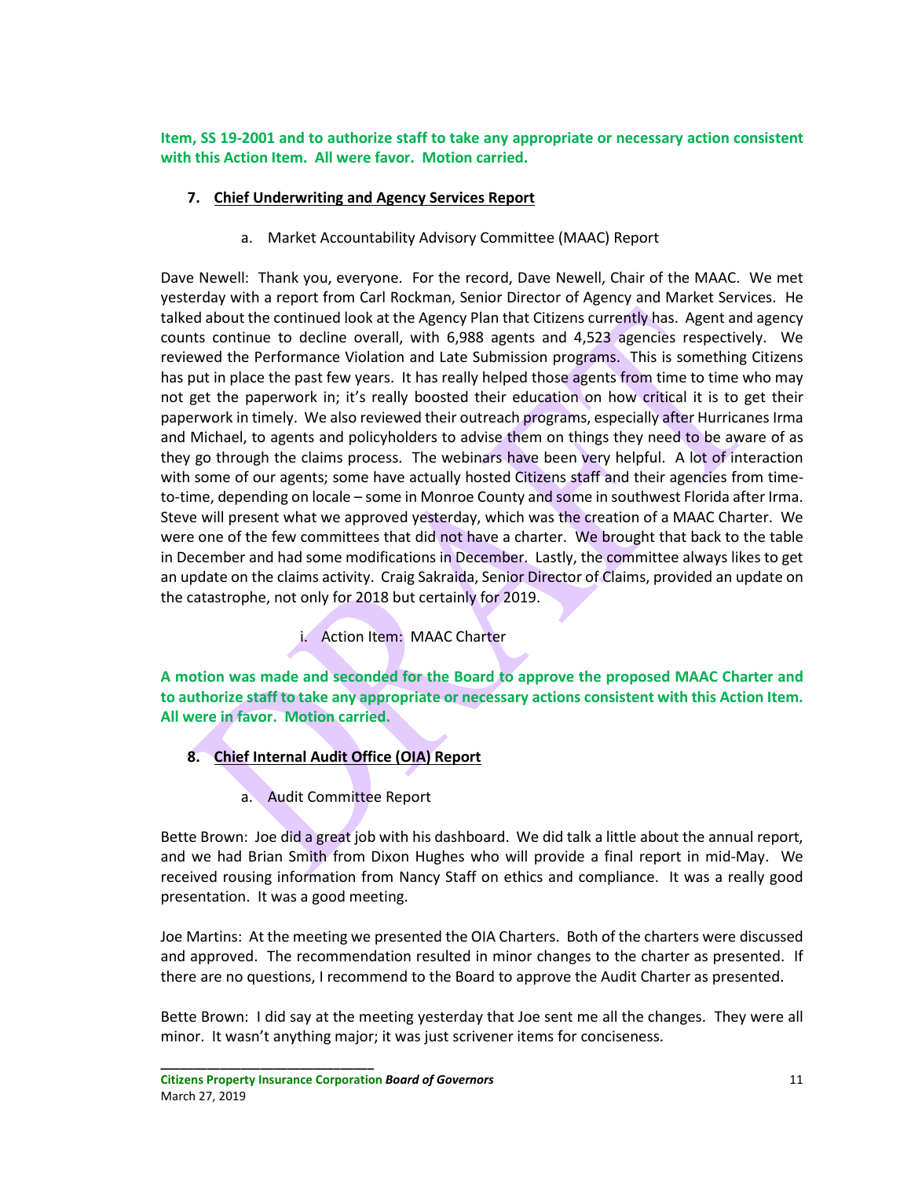**Item, SS 19-2001 and to authorize staff to take any appropriate or necessary action consistent with this Action Item. All were favor. Motion carried.**

7. **Chief Underwriting and Agency Services Report**

   a. Market Accountability Advisory Committee (MAAC) Report

Dave Newell: Thank you, everyone. For the record, Dave Newell, Chair of the MAAC. We met yesterday with a report from Carl Rockman, Senior Director of Agency and Market Services. He talked about the continued look at the Agency Plan that Citizens currently has. Agent and agency counts continue to decline overall, with 6,988 agents and 4,523 agencies respectively. We reviewed the Performance Violation and Late Submission programs. This is something Citizens has put in place the past few years. It has really helped those agents from time to time who may not get the paperwork in; it's really boosted their education on how critical it is to get their paperwork in timely. We also reviewed their outreach programs, especially after Hurricanes Irma and Michael, to agents and policyholders to advise them on things they need to be aware of as they go through the claims process. The webinars have been very helpful. A lot of interaction with some of our agents; some have actually hosted Citizens staff and their agencies from time-to-time, depending on locale – some in Monroe County and some in southwest Florida after Irma. Steve will present what we approved yesterday, which was the creation of a MAAC Charter. We were one of the few committees that did not have a charter. We brought that back to the table in December and had some modifications in December. Lastly, the committee always likes to get an update on the claims activity. Craig Sakraida, Senior Director of Claims, provided an update on the catastrophe, not only for 2018 but certainly for 2019.

      i. Action Item: MAAC Charter

**A motion was made and seconded for the Board to approve the proposed MAAC Charter and to authorize staff to take any appropriate or necessary actions consistent with this Action Item. All were in favor. Motion carried.**

8. **Chief Internal Audit Office (OIA) Report**

   a. Audit Committee Report

Bette Brown: Joe did a great job with his dashboard. We did talk a little about the annual report, and we had Brian Smith from Dixon Hughes who will provide a final report in mid-May. We received rousing information from Nancy Staff on ethics and compliance. It was a really good presentation. It was a good meeting.

Joe Martins: At the meeting we presented the OIA Charters. Both of the charters were discussed and approved. The recommendation resulted in minor changes to the charter as presented. If there are no questions, I recommend to the Board to approve the Audit Charter as presented.

Bette Brown: I did say at the meeting yesterday that Joe sent me all the changes. They were all minor. It wasn't anything major; it was just scrivener items for conciseness.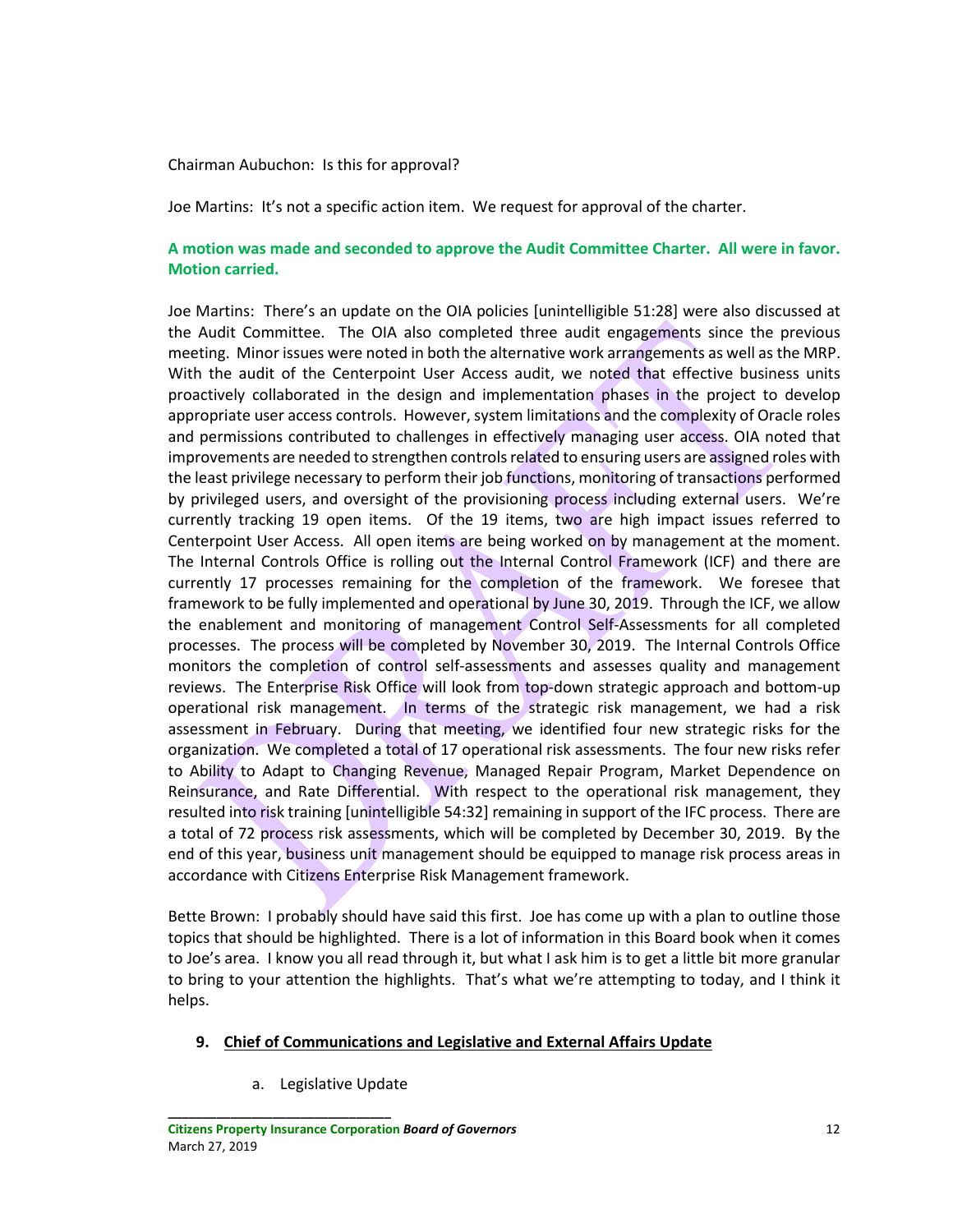Chairman Aubuchon: Is this for approval?

Joe Martins: It's not a specific action item. We request for approval of the charter.

**A motion was made and seconded to approve the Audit Committee Charter. All were in favor. Motion carried.**

Joe Martins: There's an update on the OIA policies [unintelligible 51:28] were also discussed at the Audit Committee. The OIA also completed three audit engagements since the previous meeting. Minor issues were noted in both the alternative work arrangements as well as the MRP. With the audit of the Centerpoint User Access audit, we noted that effective business units proactively collaborated in the design and implementation phases in the project to develop appropriate user access controls. However, system limitations and the complexity of Oracle roles and permissions contributed to challenges in effectively managing user access. OIA noted that improvements are needed to strengthen controls related to ensuring users are assigned roles with the least privilege necessary to perform their job functions, monitoring of transactions performed by privileged users, and oversight of the provisioning process including external users. We're currently tracking 19 open items. Of the 19 items, two are high impact issues referred to Centerpoint User Access. All open items are being worked on by management at the moment. The Internal Controls Office is rolling out the Internal Control Framework (ICF) and there are currently 17 processes remaining for the completion of the framework. We foresee that framework to be fully implemented and operational by June 30, 2019. Through the ICF, we allow the enablement and monitoring of management Control Self-Assessments for all completed processes. The process will be completed by November 30, 2019. The Internal Controls Office monitors the completion of control self-assessments and assesses quality and management reviews. The Enterprise Risk Office will look from top-down strategic approach and bottom-up operational risk management. In terms of the strategic risk management, we had a risk assessment in February. During that meeting, we identified four new strategic risks for the organization. We completed a total of 17 operational risk assessments. The four new risks refer to Ability to Adapt to Changing Revenue, Managed Repair Program, Market Dependence on Reinsurance, and Rate Differential. With respect to the operational risk management, they resulted into risk training [unintelligible 54:32] remaining in support of the IFC process. There are a total of 72 process risk assessments, which will be completed by December 30, 2019. By the end of this year, business unit management should be equipped to manage risk process areas in accordance with Citizens Enterprise Risk Management framework.

Bette Brown: I probably should have said this first. Joe has come up with a plan to outline those topics that should be highlighted. There is a lot of information in this Board book when it comes to Joe's area. I know you all read through it, but what I ask him is to get a little bit more granular to bring to your attention the highlights. That's what we're attempting to today, and I think it helps.

9. **Chief of Communications and Legislative and External Affairs Update**

   a. Legislative Update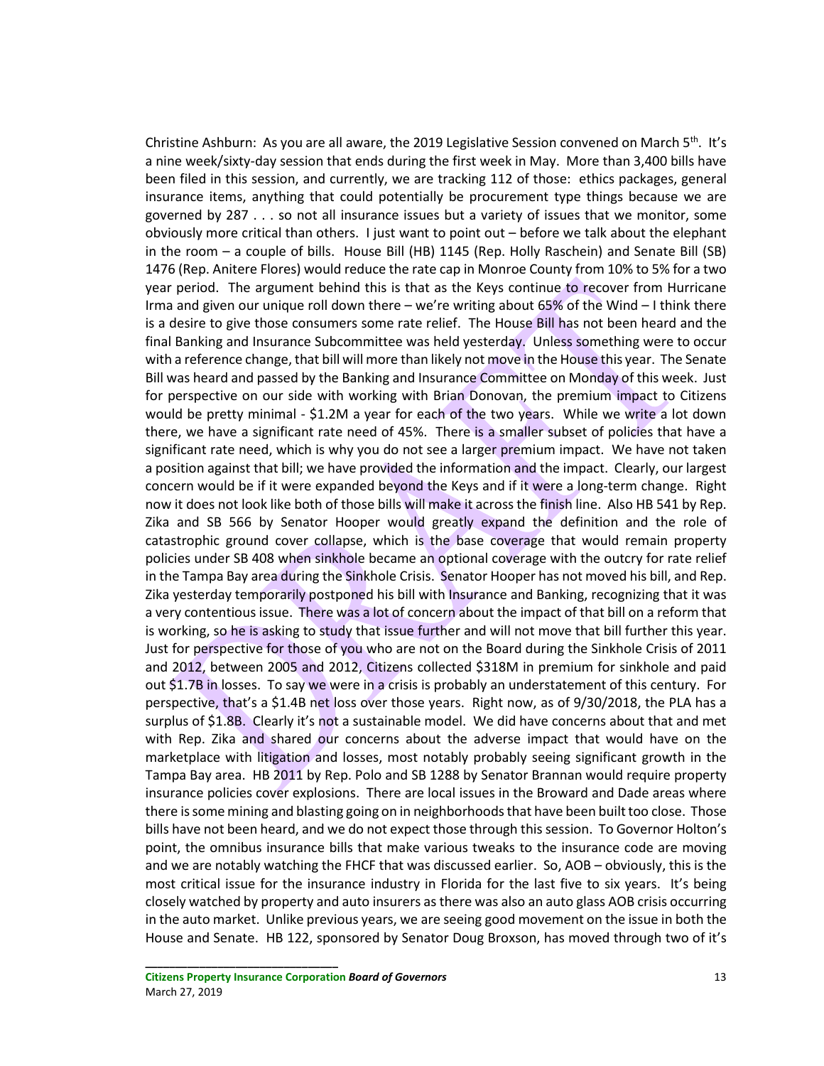Christine Ashburn: As you are all aware, the 2019 Legislative Session convened on March 5th. It's a nine week/sixty-day session that ends during the first week in May. More than 3,400 bills have been filed in this session, and currently, we are tracking 112 of those: ethics packages, general insurance items, anything that could potentially be procurement type things because we are governed by 287 . . . so not all insurance issues but a variety of issues that we monitor, some obviously more critical than others. I just want to point out – before we talk about the elephant in the room – a couple of bills. House Bill (HB) 1145 (Rep. Holly Raschein) and Senate Bill (SB) 1476 (Rep. Anitere Flores) would reduce the rate cap in Monroe County from 10% to 5% for a two year period. The argument behind this is that as the Keys continue to recover from Hurricane Irma and given our unique roll down there – we're writing about 65% of the Wind – I think there is a desire to give those consumers some rate relief. The House Bill has not been heard and the final Banking and Insurance Subcommittee was held yesterday. Unless something were to occur with a reference change, that bill will more than likely not move in the House this year. The Senate Bill was heard and passed by the Banking and Insurance Committee on Monday of this week. Just for perspective on our side with working with Brian Donovan, the premium impact to Citizens would be pretty minimal - $1.2M a year for each of the two years. While we write a lot down there, we have a significant rate need of 45%. There is a smaller subset of policies that have a significant rate need, which is why you do not see a larger premium impact. We have not taken a position against that bill; we have provided the information and the impact. Clearly, our largest concern would be if it were expanded beyond the Keys and if it were a long-term change. Right now it does not look like both of those bills will make it across the finish line. Also HB 541 by Rep. Zika and SB 566 by Senator Hooper would greatly expand the definition and the role of catastrophic ground cover collapse, which is the base coverage that would remain property policies under SB 408 when sinkhole became an optional coverage with the outcry for rate relief in the Tampa Bay area during the Sinkhole Crisis. Senator Hooper has not moved his bill, and Rep. Zika yesterday temporarily postponed his bill with Insurance and Banking, recognizing that it was a very contentious issue. There was a lot of concern about the impact of that bill on a reform that is working, so he is asking to study that issue further and will not move that bill further this year. Just for perspective for those of you who are not on the Board during the Sinkhole Crisis of 2011 and 2012, between 2005 and 2012, Citizens collected $318M in premium for sinkhole and paid out $1.7B in losses. To say we were in a crisis is probably an understatement of this century. For perspective, that's a $1.4B net loss over those years. Right now, as of 9/30/2018, the PLA has a surplus of $1.8B. Clearly it's not a sustainable model. We did have concerns about that and met with Rep. Zika and shared our concerns about the adverse impact that would have on the marketplace with litigation and losses, most notably probably seeing significant growth in the Tampa Bay area. HB 2011 by Rep. Polo and SB 1288 by Senator Brannan would require property insurance policies cover explosions. There are local issues in the Broward and Dade areas where there is some mining and blasting going on in neighborhoods that have been built too close. Those bills have not been heard, and we do not expect those through this session. To Governor Holton's point, the omnibus insurance bills that make various tweaks to the insurance code are moving and we are notably watching the FHCF that was discussed earlier. So, AOB – obviously, this is the most critical issue for the insurance industry in Florida for the last five to six years. It's being closely watched by property and auto insurers as there was also an auto glass AOB crisis occurring in the auto market. Unlike previous years, we are seeing good movement on the issue in both the House and Senate. HB 122, sponsored by Senator Doug Broxson, has moved through two of it's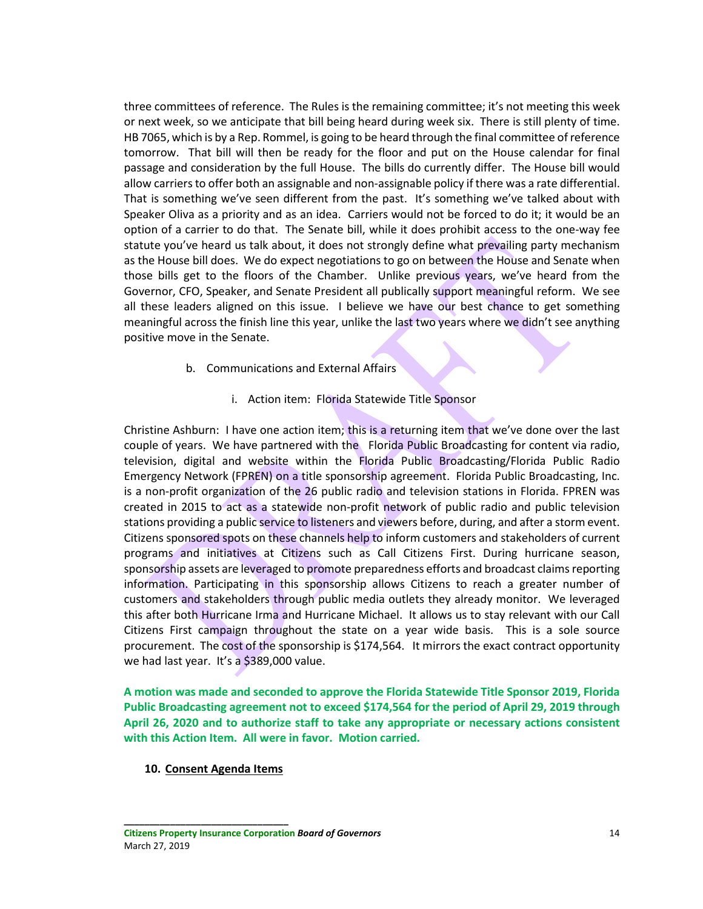three committees of reference. The Rules is the remaining committee; it's not meeting this week or next week, so we anticipate that bill being heard during week six. There is still plenty of time. HB 7065, which is by a Rep. Rommel, is going to be heard through the final committee of reference tomorrow. That bill will then be ready for the floor and put on the House calendar for final passage and consideration by the full House. The bills do currently differ. The House bill would allow carriers to offer both an assignable and non-assignable policy if there was a rate differential. That is something we've seen different from the past. It's something we've talked about with Speaker Oliva as a priority and as an idea. Carriers would not be forced to do it; it would be an option of a carrier to do that. The Senate bill, while it does prohibit access to the one-way fee statute you've heard us talk about, it does not strongly define what prevailing party mechanism as the House bill does. We do expect negotiations to go on between the House and Senate when those bills get to the floors of the Chamber. Unlike previous years, we've heard from the Governor, CFO, Speaker, and Senate President all publically support meaningful reform. We see all these leaders aligned on this issue. I believe we have our best chance to get something meaningful across the finish line this year, unlike the last two years where we didn't see anything positive move in the Senate.

b. Communications and External Affairs

i. Action item: Florida Statewide Title Sponsor

Christine Ashburn: I have one action item; this is a returning item that we've done over the last couple of years. We have partnered with the Florida Public Broadcasting for content via radio, television, digital and website within the Florida Public Broadcasting/Florida Public Radio Emergency Network (FPREN) on a title sponsorship agreement. Florida Public Broadcasting, Inc. is a non-profit organization of the 26 public radio and television stations in Florida. FPREN was created in 2015 to act as a statewide non-profit network of public radio and public television stations providing a public service to listeners and viewers before, during, and after a storm event. Citizens sponsored spots on these channels help to inform customers and stakeholders of current programs and initiatives at Citizens such as Call Citizens First. During hurricane season, sponsorship assets are leveraged to promote preparedness efforts and broadcast claims reporting information. Participating in this sponsorship allows Citizens to reach a greater number of customers and stakeholders through public media outlets they already monitor. We leveraged this after both Hurricane Irma and Hurricane Michael. It allows us to stay relevant with our Call Citizens First campaign throughout the state on a year wide basis. This is a sole source procurement. The cost of the sponsorship is $174,564. It mirrors the exact contract opportunity we had last year. It's a $389,000 value.

**A motion was made and seconded to approve the Florida Statewide Title Sponsor 2019, Florida Public Broadcasting agreement not to exceed $174,564 for the period of April 29, 2019 through April 26, 2020 and to authorize staff to take any appropriate or necessary actions consistent with this Action Item. All were in favor. Motion carried.**

**10. Consent Agenda Items**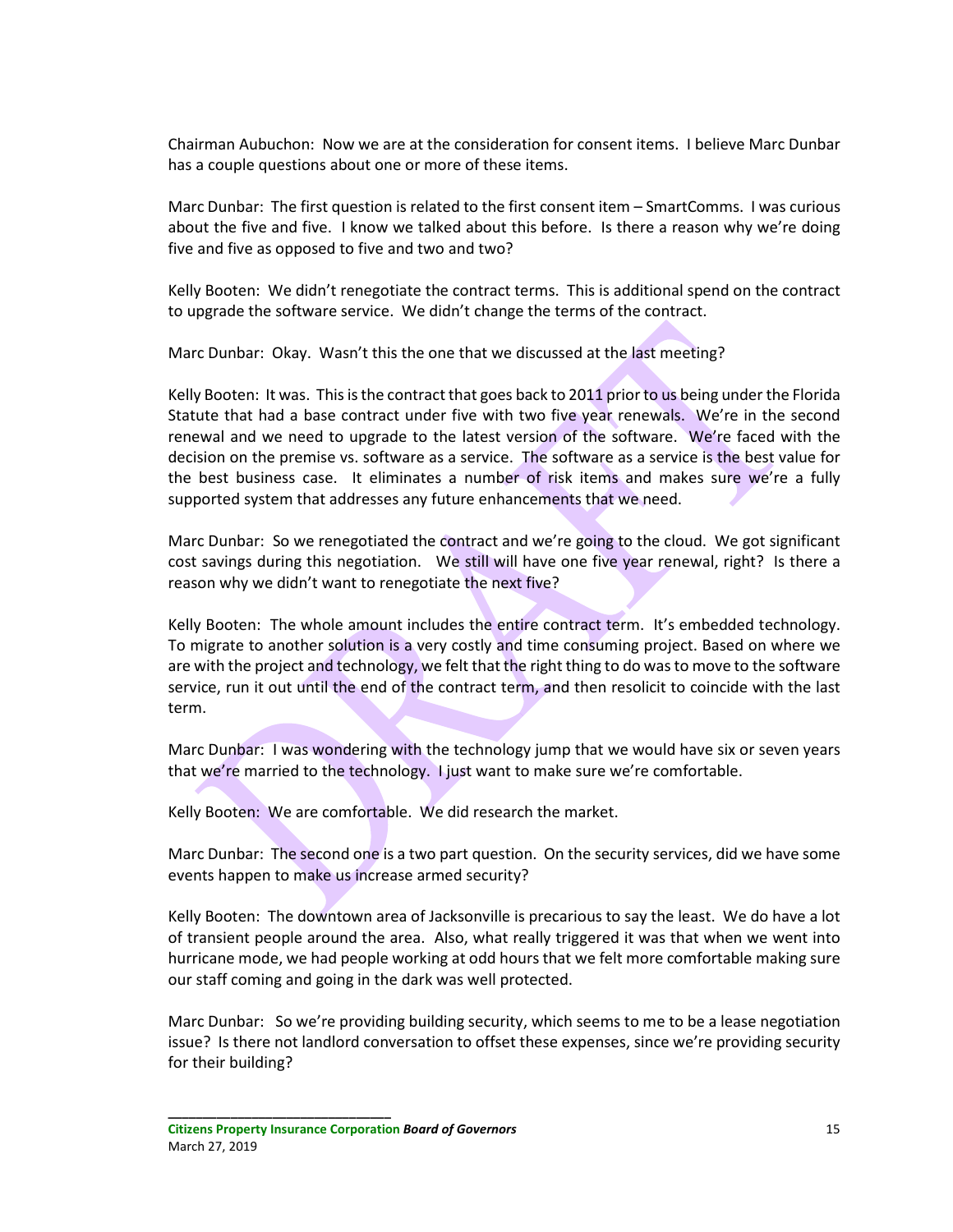Chairman Aubuchon: Now we are at the consideration for consent items. I believe Marc Dunbar has a couple questions about one or more of these items.

Marc Dunbar: The first question is related to the first consent item – SmartComms. I was curious about the five and five. I know we talked about this before. Is there a reason why we're doing five and five as opposed to five and two and two?

Kelly Booten: We didn't renegotiate the contract terms. This is additional spend on the contract to upgrade the software service. We didn't change the terms of the contract.

Marc Dunbar: Okay. Wasn't this the one that we discussed at the last meeting?

Kelly Booten: It was. This is the contract that goes back to 2011 prior to us being under the Florida Statute that had a base contract under five with two five year renewals. We're in the second renewal and we need to upgrade to the latest version of the software. We're faced with the decision on the premise vs. software as a service. The software as a service is the best value for the best business case. It eliminates a number of risk items and makes sure we're a fully supported system that addresses any future enhancements that we need.

Marc Dunbar: So we renegotiated the contract and we're going to the cloud. We got significant cost savings during this negotiation. We still will have one five year renewal, right? Is there a reason why we didn't want to renegotiate the next five?

Kelly Booten: The whole amount includes the entire contract term. It's embedded technology. To migrate to another solution is a very costly and time consuming project. Based on where we are with the project and technology, we felt that the right thing to do was to move to the software service, run it out until the end of the contract term, and then resolicit to coincide with the last term.

Marc Dunbar: I was wondering with the technology jump that we would have six or seven years that we're married to the technology. I just want to make sure we're comfortable.

Kelly Booten: We are comfortable. We did research the market.

Marc Dunbar: The second one is a two part question. On the security services, did we have some events happen to make us increase armed security?

Kelly Booten: The downtown area of Jacksonville is precarious to say the least. We do have a lot of transient people around the area. Also, what really triggered it was that when we went into hurricane mode, we had people working at odd hours that we felt more comfortable making sure our staff coming and going in the dark was well protected.

Marc Dunbar: So we're providing building security, which seems to me to be a lease negotiation issue? Is there not landlord conversation to offset these expenses, since we're providing security for their building?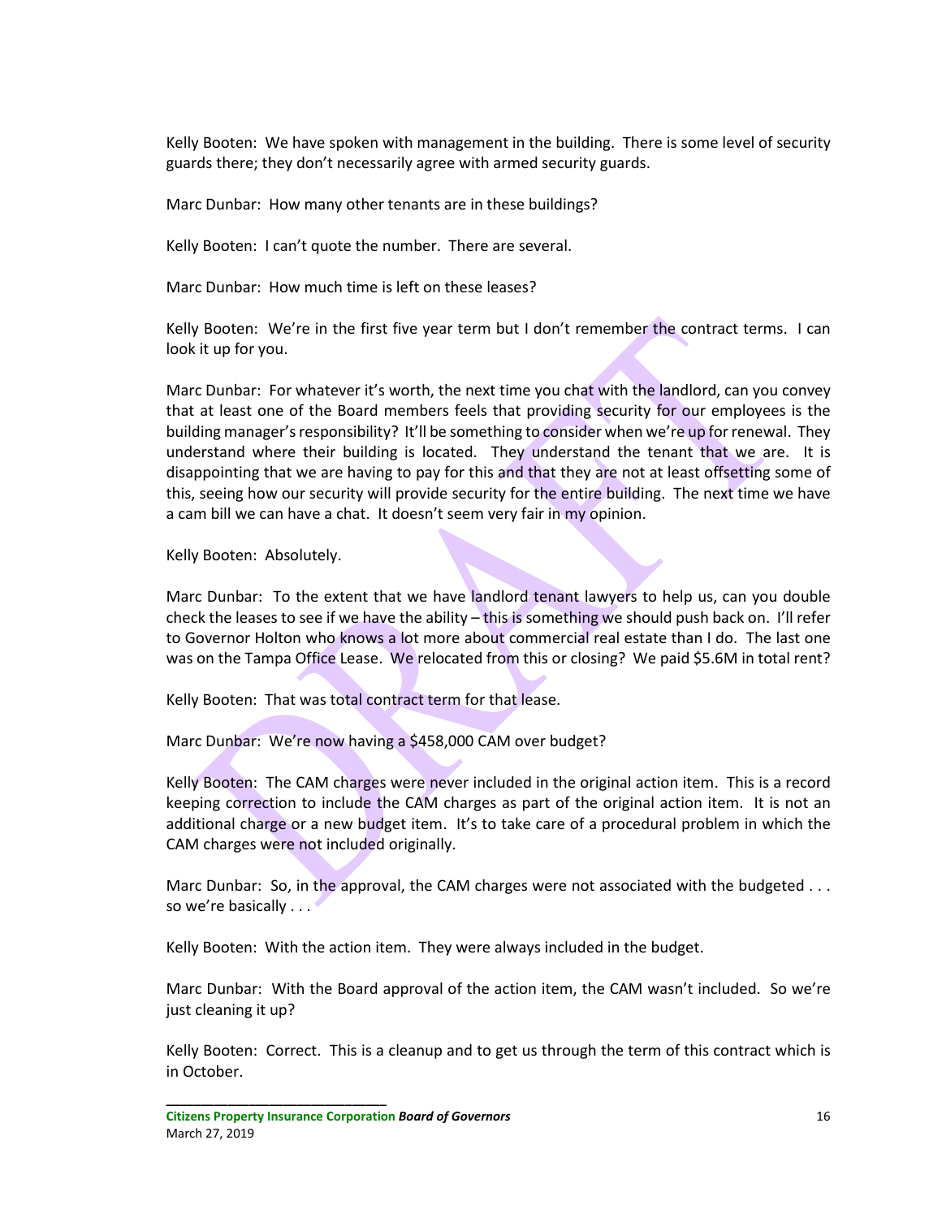Kelly Booten: We have spoken with management in the building. There is some level of security guards there; they don't necessarily agree with armed security guards.

Marc Dunbar: How many other tenants are in these buildings?

Kelly Booten: I can't quote the number. There are several.

Marc Dunbar: How much time is left on these leases?

Kelly Booten: We're in the first five year term but I don't remember the contract terms. I can look it up for you.

Marc Dunbar: For whatever it's worth, the next time you chat with the landlord, can you convey that at least one of the Board members feels that providing security for our employees is the building manager's responsibility? It'll be something to consider when we're up for renewal. They understand where their building is located. They understand the tenant that we are. It is disappointing that we are having to pay for this and that they are not at least offsetting some of this, seeing how our security will provide security for the entire building. The next time we have a cam bill we can have a chat. It doesn't seem very fair in my opinion.

Kelly Booten: Absolutely.

Marc Dunbar: To the extent that we have landlord tenant lawyers to help us, can you double check the leases to see if we have the ability – this is something we should push back on. I'll refer to Governor Holton who knows a lot more about commercial real estate than I do. The last one was on the Tampa Office Lease. We relocated from this or closing? We paid $5.6M in total rent?

Kelly Booten: That was total contract term for that lease.

Marc Dunbar: We're now having a $458,000 CAM over budget?

Kelly Booten: The CAM charges were never included in the original action item. This is a record keeping correction to include the CAM charges as part of the original action item. It is not an additional charge or a new budget item. It's to take care of a procedural problem in which the CAM charges were not included originally.

Marc Dunbar: So, in the approval, the CAM charges were not associated with the budgeted . . . so we're basically . . .

Kelly Booten: With the action item. They were always included in the budget.

Marc Dunbar: With the Board approval of the action item, the CAM wasn't included. So we're just cleaning it up?

Kelly Booten: Correct. This is a cleanup and to get us through the term of this contract which is in October.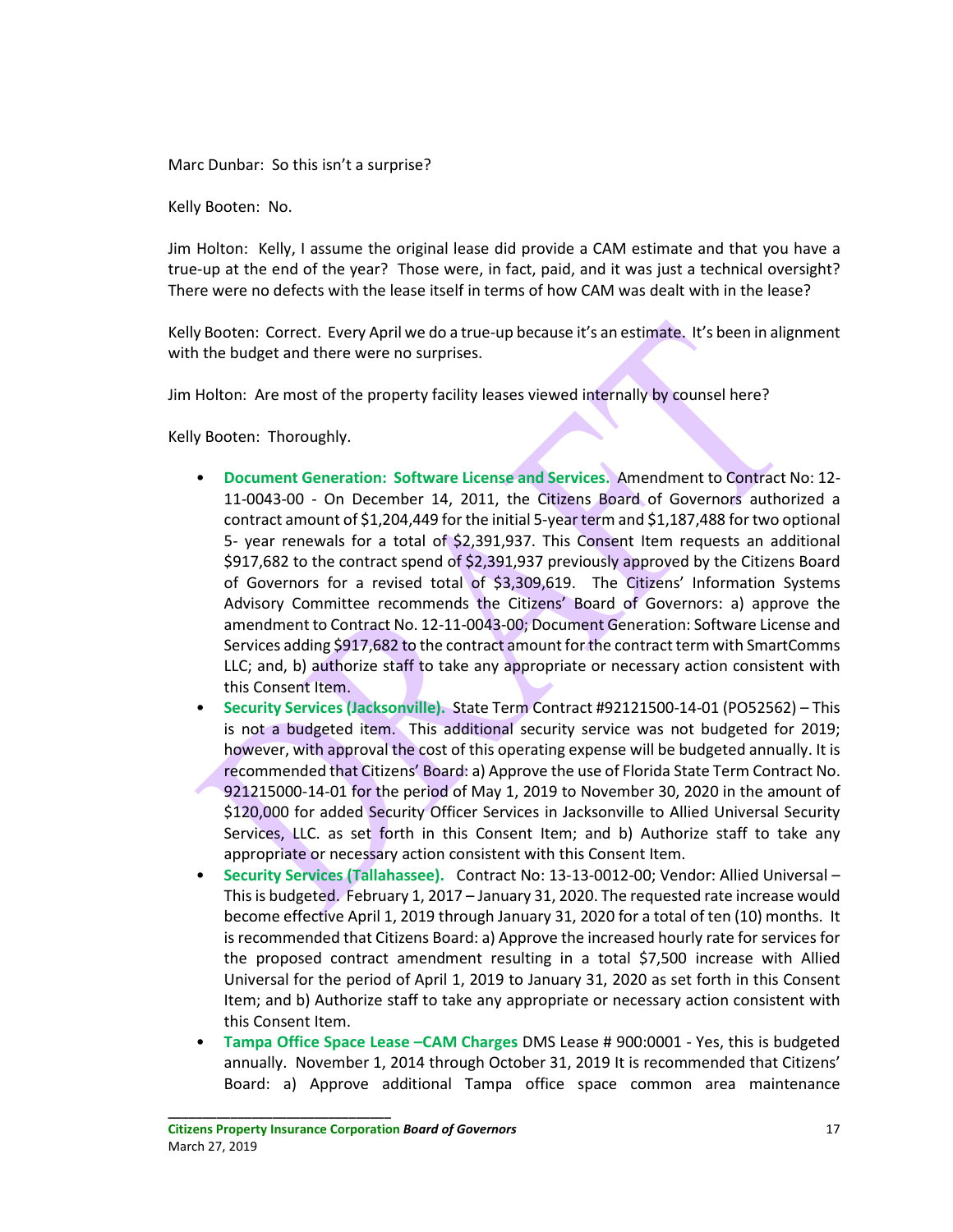Marc Dunbar: So this isn't a surprise?

Kelly Booten: No.

Jim Holton: Kelly, I assume the original lease did provide a CAM estimate and that you have a true-up at the end of the year? Those were, in fact, paid, and it was just a technical oversight? There were no defects with the lease itself in terms of how CAM was dealt with in the lease?

Kelly Booten: Correct. Every April we do a true-up because it's an estimate. It's been in alignment with the budget and there were no surprises.

Jim Holton: Are most of the property facility leases viewed internally by counsel here?

Kelly Booten: Thoroughly.

- **Document Generation: Software License and Services.** Amendment to Contract No: 12-11-0043-00 - On December 14, 2011, the Citizens Board of Governors authorized a contract amount of $1,204,449 for the initial 5-year term and $1,187,488 for two optional 5- year renewals for a total of $2,391,937. This Consent Item requests an additional $917,682 to the contract spend of $2,391,937 previously approved by the Citizens Board of Governors for a revised total of $3,309,619. The Citizens' Information Systems Advisory Committee recommends the Citizens' Board of Governors: a) approve the amendment to Contract No. 12-11-0043-00; Document Generation: Software License and Services adding $917,682 to the contract amount for the contract term with SmartComms LLC; and, b) authorize staff to take any appropriate or necessary action consistent with this Consent Item.
- **Security Services (Jacksonville).** State Term Contract #92121500-14-01 (PO52562) – This is not a budgeted item. This additional security service was not budgeted for 2019; however, with approval the cost of this operating expense will be budgeted annually. It is recommended that Citizens' Board: a) Approve the use of Florida State Term Contract No. 921215000-14-01 for the period of May 1, 2019 to November 30, 2020 in the amount of $120,000 for added Security Officer Services in Jacksonville to Allied Universal Security Services, LLC. as set forth in this Consent Item; and b) Authorize staff to take any appropriate or necessary action consistent with this Consent Item.
- **Security Services (Tallahassee).** Contract No: 13-13-0012-00; Vendor: Allied Universal – This is budgeted. February 1, 2017 – January 31, 2020. The requested rate increase would become effective April 1, 2019 through January 31, 2020 for a total of ten (10) months. It is recommended that Citizens Board: a) Approve the increased hourly rate for services for the proposed contract amendment resulting in a total $7,500 increase with Allied Universal for the period of April 1, 2019 to January 31, 2020 as set forth in this Consent Item; and b) Authorize staff to take any appropriate or necessary action consistent with this Consent Item.
- **Tampa Office Space Lease –CAM Charges** DMS Lease # 900:0001 - Yes, this is budgeted annually. November 1, 2014 through October 31, 2019 It is recommended that Citizens' Board: a) Approve additional Tampa office space common area maintenance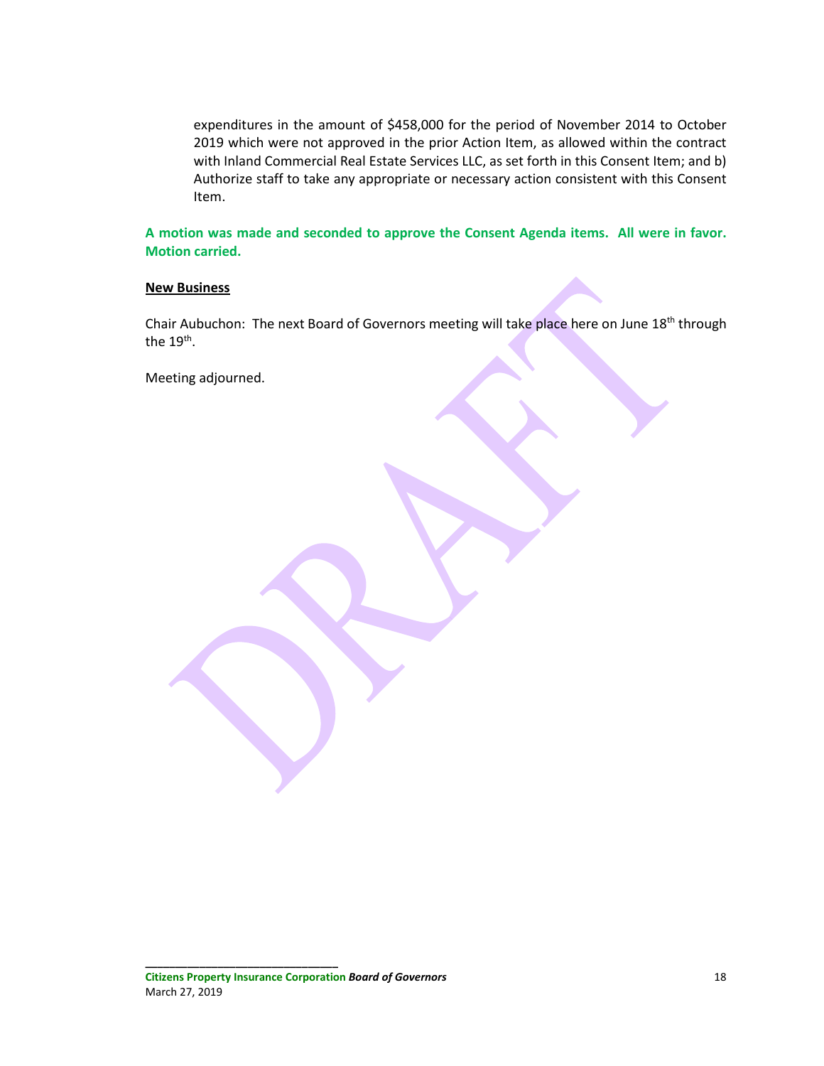expenditures in the amount of $458,000 for the period of November 2014 to October 2019 which were not approved in the prior Action Item, as allowed within the contract with Inland Commercial Real Estate Services LLC, as set forth in this Consent Item; and b) Authorize staff to take any appropriate or necessary action consistent with this Consent Item.

**A motion was made and seconded to approve the Consent Agenda items. All were in favor. Motion carried.**

**New Business**

Chair Aubuchon: The next Board of Governors meeting will take place here on June 18th through the 19th.

Meeting adjourned.